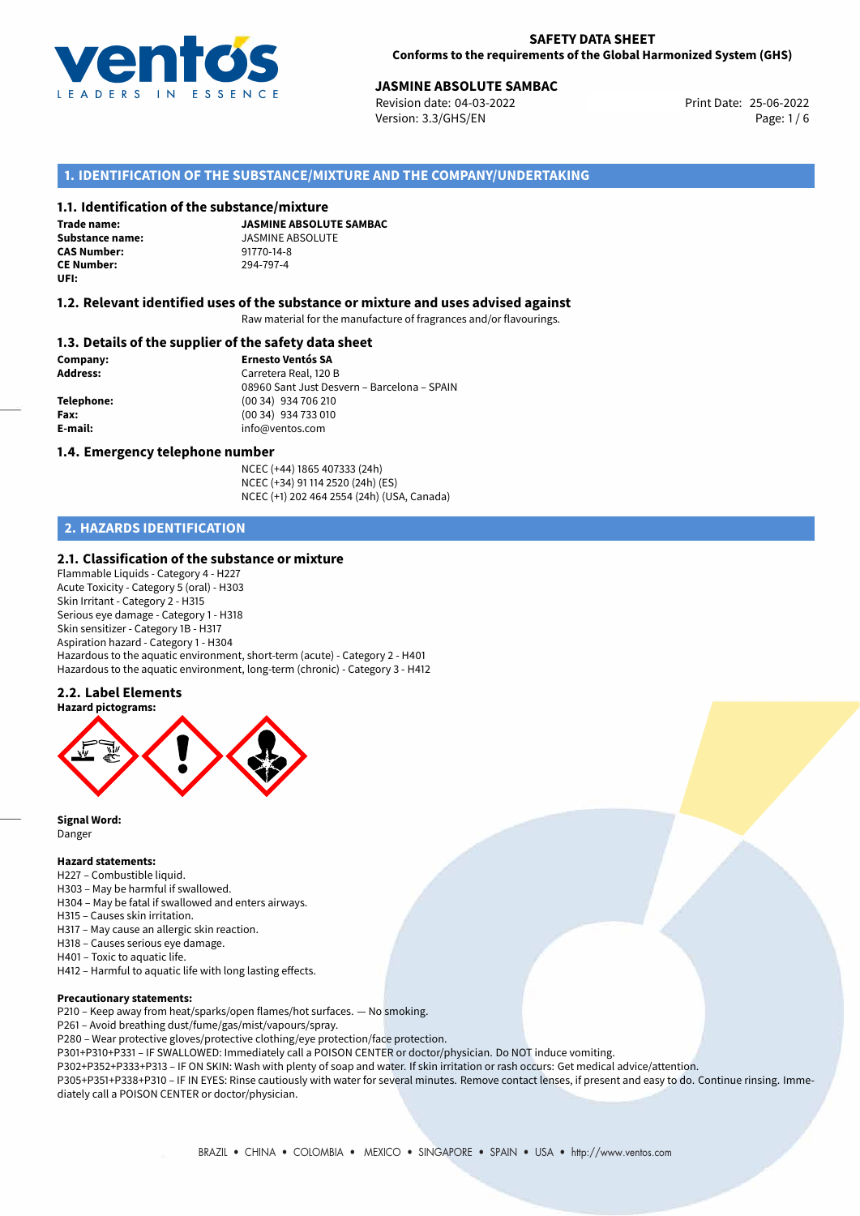**SAFETY DATA SHEET**
**Conforms to the requirements of the Global Harmonized System (GHS)**

**JASMINE ABSOLUTE SAMBAC**
Revision date: 04-03-2022
Version: 3.3/GHS/EN
Print Date: 25-06-2022

## 1. IDENTIFICATION OF THE SUBSTANCE/MIXTURE AND THE COMPANY/UNDERTAKING

### 1.1. Identification of the substance/mixture

**Trade name:** **JASMINE ABSOLUTE SAMBAC**
**Substance name:** JASMINE ABSOLUTE
**CAS Number:** 91770-14-8
**CE Number:** 294-797-4
**UFI:**

### 1.2. Relevant identified uses of the substance or mixture and uses advised against

Raw material for the manufacture of fragrances and/or flavourings.

### 1.3. Details of the supplier of the safety data sheet

**Company:** **Ernesto Ventós SA**
**Address:** Carretera Real, 120 B
08960 Sant Just Desvern – Barcelona – SPAIN
**Telephone:** (00 34) 934 706 210
**Fax:** (00 34) 934 733 010
**E-mail:** info@ventos.com

### 1.4. Emergency telephone number

NCEC (+44) 1865 407333 (24h)
NCEC (+34) 91 114 2520 (24h) (ES)
NCEC (+1) 202 464 2554 (24h) (USA, Canada)

## 2. HAZARDS IDENTIFICATION

### 2.1. Classification of the substance or mixture

Flammable Liquids - Category 4 - H227
Acute Toxicity - Category 5 (oral) - H303
Skin Irritant - Category 2 - H315
Serious eye damage - Category 1 - H318
Skin sensitizer - Category 1B - H317
Aspiration hazard - Category 1 - H304
Hazardous to the aquatic environment, short-term (acute) - Category 2 - H401
Hazardous to the aquatic environment, long-term (chronic) - Category 3 - H412

### 2.2. Label Elements

**Hazard pictograms:**

**Signal Word:**
Danger

**Hazard statements:**
H227 – Combustible liquid.
H303 – May be harmful if swallowed.
H304 – May be fatal if swallowed and enters airways.
H315 – Causes skin irritation.
H317 – May cause an allergic skin reaction.
H318 – Causes serious eye damage.
H401 – Toxic to aquatic life.
H412 – Harmful to aquatic life with long lasting effects.

**Precautionary statements:**
P210 – Keep away from heat/sparks/open flames/hot surfaces. — No smoking.
P261 – Avoid breathing dust/fume/gas/mist/vapours/spray.
P280 – Wear protective gloves/protective clothing/eye protection/face protection.
P301+P310+P331 – IF SWALLOWED: Immediately call a POISON CENTER or doctor/physician. Do NOT induce vomiting.
P302+P352+P333+P313 – IF ON SKIN: Wash with plenty of soap and water. If skin irritation or rash occurs: Get medical advice/attention.
P305+P351+P338+P310 – IF IN EYES: Rinse cautiously with water for several minutes. Remove contact lenses, if present and easy to do. Continue rinsing. Immediately call a POISON CENTER or doctor/physician.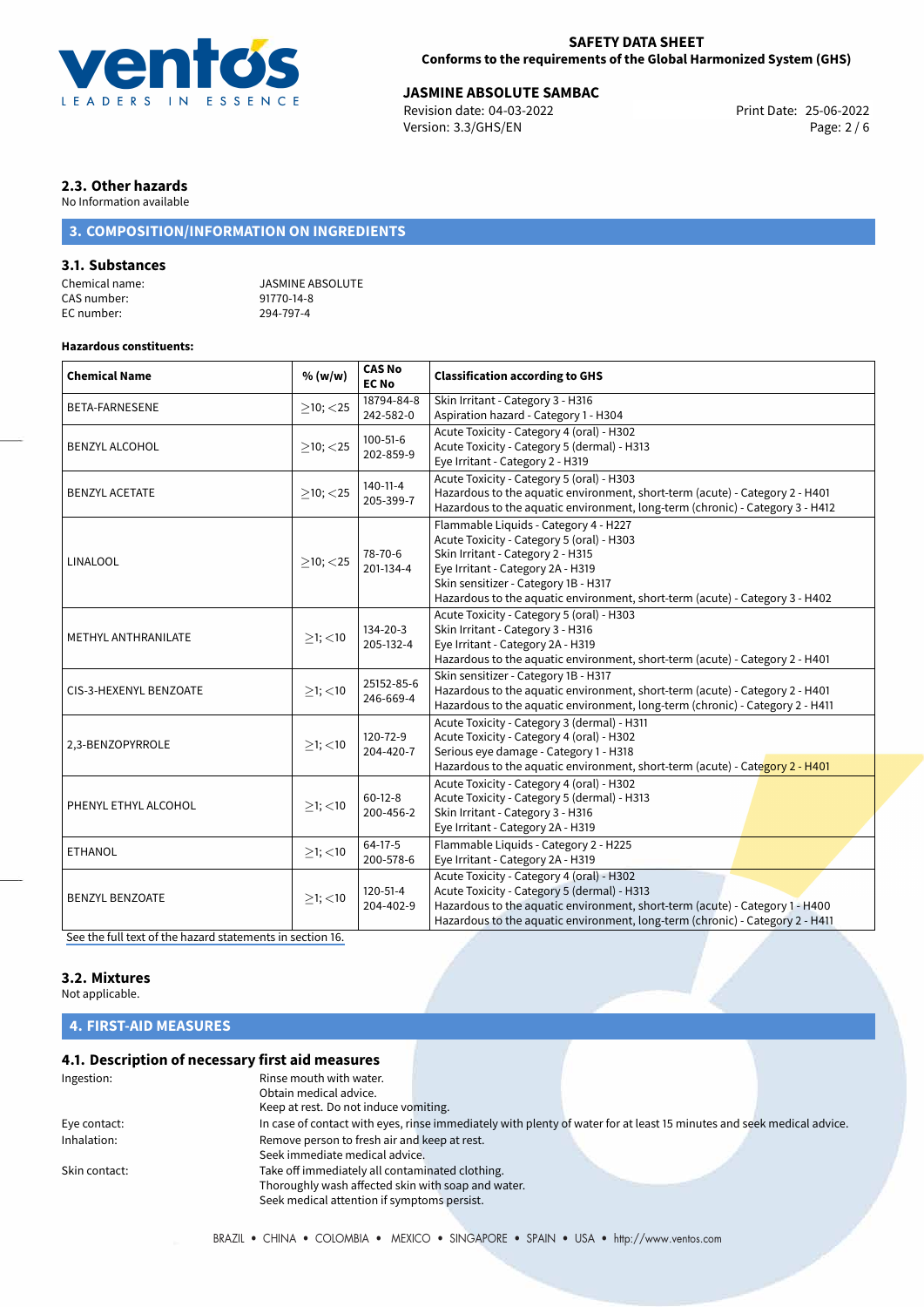## 2.3. Other hazards

No Information available

## 3. COMPOSITION/INFORMATION ON INGREDIENTS

### 3.1. Substances

Chemical name: JASMINE ABSOLUTE
CAS number: 91770-14-8
EC number: 294-797-4

**Hazardous constituents:**

| Chemical Name | % (w/w) | CAS No EC No | Classification according to GHS |
|---|---|---|---|
| BETA-FARNESENE | ≥10; <25 | 18794-84-8 242-582-0 | Skin Irritant - Category 3 - H316<br>Aspiration hazard - Category 1 - H304 |
| BENZYL ALCOHOL | ≥10; <25 | 100-51-6 202-859-9 | Acute Toxicity - Category 4 (oral) - H302<br>Acute Toxicity - Category 5 (dermal) - H313<br>Eye Irritant - Category 2 - H319 |
| BENZYL ACETATE | ≥10; <25 | 140-11-4 205-399-7 | Acute Toxicity - Category 5 (oral) - H303<br>Hazardous to the aquatic environment, short-term (acute) - Category 2 - H401<br>Hazardous to the aquatic environment, long-term (chronic) - Category 3 - H412 |
| LINALOOL | ≥10; <25 | 78-70-6 201-134-4 | Flammable Liquids - Category 4 - H227<br>Acute Toxicity - Category 5 (oral) - H303<br>Skin Irritant - Category 2 - H315<br>Eye Irritant - Category 2A - H319<br>Skin sensitizer - Category 1B - H317<br>Hazardous to the aquatic environment, short-term (acute) - Category 3 - H402 |
| METHYL ANTHRANILATE | ≥1; <10 | 134-20-3 205-132-4 | Acute Toxicity - Category 5 (oral) - H303<br>Skin Irritant - Category 3 - H316<br>Eye Irritant - Category 2A - H319<br>Hazardous to the aquatic environment, short-term (acute) - Category 2 - H401 |
| CIS-3-HEXENYL BENZOATE | ≥1; <10 | 25152-85-6 246-669-4 | Skin sensitizer - Category 1B - H317<br>Hazardous to the aquatic environment, short-term (acute) - Category 2 - H401<br>Hazardous to the aquatic environment, long-term (chronic) - Category 2 - H411 |
| 2,3-BENZOPYRROLE | ≥1; <10 | 120-72-9 204-420-7 | Acute Toxicity - Category 3 (dermal) - H311<br>Acute Toxicity - Category 4 (oral) - H302<br>Serious eye damage - Category 1 - H318<br>Hazardous to the aquatic environment, short-term (acute) - Category 2 - H401 |
| PHENYL ETHYL ALCOHOL | ≥1; <10 | 60-12-8 200-456-2 | Acute Toxicity - Category 4 (oral) - H302<br>Acute Toxicity - Category 5 (dermal) - H313<br>Skin Irritant - Category 3 - H316<br>Eye Irritant - Category 2A - H319 |
| ETHANOL | ≥1; <10 | 64-17-5 200-578-6 | Flammable Liquids - Category 2 - H225<br>Eye Irritant - Category 2A - H319 |
| BENZYL BENZOATE | ≥1; <10 | 120-51-4 204-402-9 | Acute Toxicity - Category 4 (oral) - H302<br>Acute Toxicity - Category 5 (dermal) - H313<br>Hazardous to the aquatic environment, short-term (acute) - Category 1 - H400<br>Hazardous to the aquatic environment, long-term (chronic) - Category 2 - H411 |

See the full text of the hazard statements in section 16.

### 3.2. Mixtures

Not applicable.

## 4. FIRST-AID MEASURES

### 4.1. Description of necessary first aid measures

Ingestion: Rinse mouth with water.
Obtain medical advice.
Keep at rest. Do not induce vomiting.

Eye contact: In case of contact with eyes, rinse immediately with plenty of water for at least 15 minutes and seek medical advice.

Inhalation: Remove person to fresh air and keep at rest.
Seek immediate medical advice.

Skin contact: Take off immediately all contaminated clothing.
Thoroughly wash affected skin with soap and water.
Seek medical attention if symptoms persist.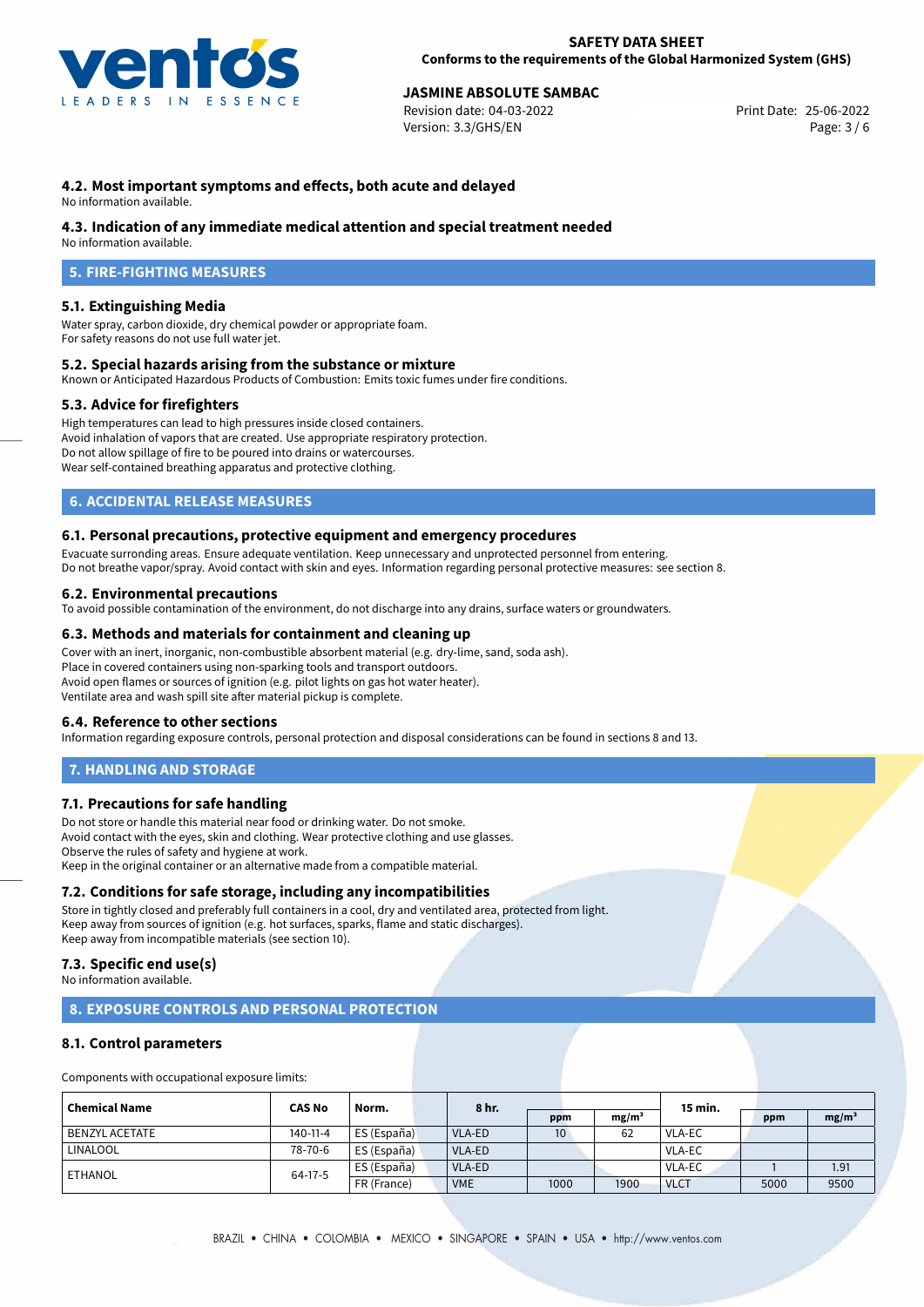### 4.2. Most important symptoms and effects, both acute and delayed

No information available.

### 4.3. Indication of any immediate medical attention and special treatment needed

No information available.

## 5. FIRE-FIGHTING MEASURES

### 5.1. Extinguishing Media

Water spray, carbon dioxide, dry chemical powder or appropriate foam.
For safety reasons do not use full water jet.

### 5.2. Special hazards arising from the substance or mixture

Known or Anticipated Hazardous Products of Combustion: Emits toxic fumes under fire conditions.

### 5.3. Advice for firefighters

High temperatures can lead to high pressures inside closed containers.
Avoid inhalation of vapors that are created. Use appropriate respiratory protection.
Do not allow spillage of fire to be poured into drains or watercourses.
Wear self-contained breathing apparatus and protective clothing.

## 6. ACCIDENTAL RELEASE MEASURES

### 6.1. Personal precautions, protective equipment and emergency procedures

Evacuate surronding areas. Ensure adequate ventilation. Keep unnecessary and unprotected personnel from entering.
Do not breathe vapor/spray. Avoid contact with skin and eyes. Information regarding personal protective measures: see section 8.

### 6.2. Environmental precautions

To avoid possible contamination of the environment, do not discharge into any drains, surface waters or groundwaters.

### 6.3. Methods and materials for containment and cleaning up

Cover with an inert, inorganic, non-combustible absorbent material (e.g. dry-lime, sand, soda ash).
Place in covered containers using non-sparking tools and transport outdoors.
Avoid open flames or sources of ignition (e.g. pilot lights on gas hot water heater).
Ventilate area and wash spill site after material pickup is complete.

### 6.4. Reference to other sections

Information regarding exposure controls, personal protection and disposal considerations can be found in sections 8 and 13.

## 7. HANDLING AND STORAGE

### 7.1. Precautions for safe handling

Do not store or handle this material near food or drinking water. Do not smoke.
Avoid contact with the eyes, skin and clothing. Wear protective clothing and use glasses.
Observe the rules of safety and hygiene at work.
Keep in the original container or an alternative made from a compatible material.

### 7.2. Conditions for safe storage, including any incompatibilities

Store in tightly closed and preferably full containers in a cool, dry and ventilated area, protected from light.
Keep away from sources of ignition (e.g. hot surfaces, sparks, flame and static discharges).
Keep away from incompatible materials (see section 10).

### 7.3. Specific end use(s)

No information available.

## 8. EXPOSURE CONTROLS AND PERSONAL PROTECTION

### 8.1. Control parameters

Components with occupational exposure limits:

| Chemical Name | CAS No | Norm. | 8 hr. | | | 15 min. | | |
|---|---|---|---|---|---|---|---|---|
| | | | | ppm | mg/m³ | | ppm | mg/m³ |
| BENZYL ACETATE | 140-11-4 | ES (España) | VLA-ED | 10 | 62 | VLA-EC | | |
| LINALOOL | 78-70-6 | ES (España) | VLA-ED | | | VLA-EC | | |
| ETHANOL | 64-17-5 | ES (España) | VLA-ED | | | VLA-EC | 1 | 1.91 |
| | | FR (France) | VME | 1000 | 1900 | VLCT | 5000 | 9500 |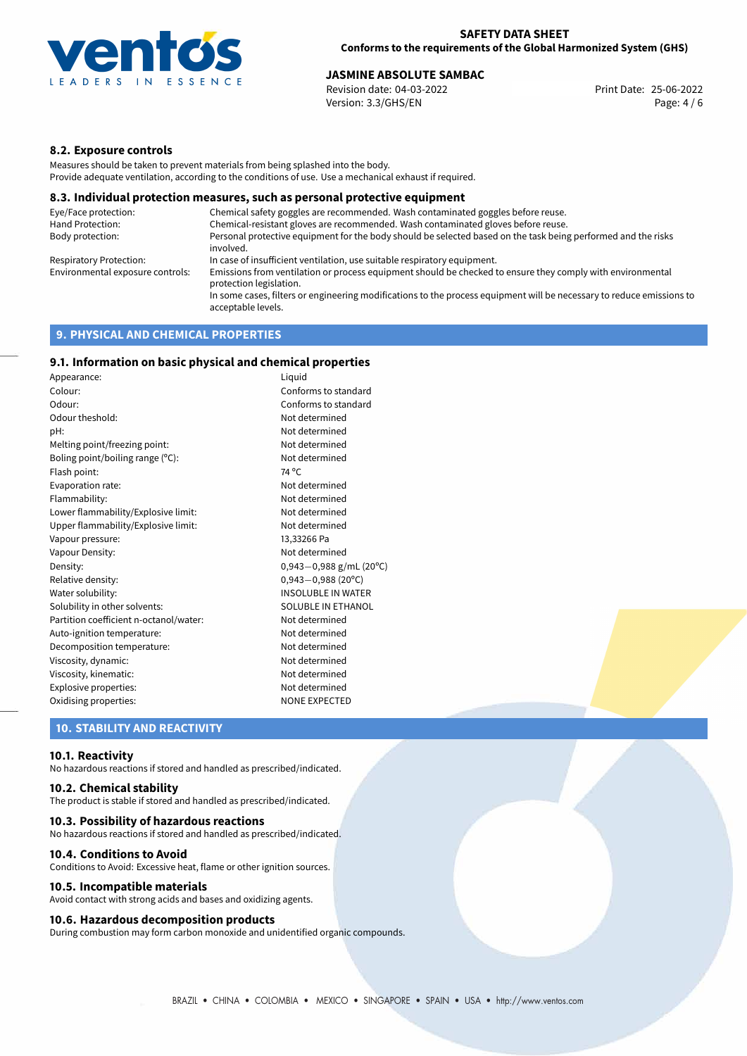### 8.2. Exposure controls

Measures should be taken to prevent materials from being splashed into the body.
Provide adequate ventilation, according to the conditions of use. Use a mechanical exhaust if required.

### 8.3. Individual protection measures, such as personal protective equipment

| | |
|---|---|
| Eye/Face protection: | Chemical safety goggles are recommended. Wash contaminated goggles before reuse. |
| Hand Protection: | Chemical-resistant gloves are recommended. Wash contaminated gloves before reuse. |
| Body protection: | Personal protective equipment for the body should be selected based on the task being performed and the risks involved. |
| Respiratory Protection: | In case of insufficient ventilation, use suitable respiratory equipment. |
| Environmental exposure controls: | Emissions from ventilation or process equipment should be checked to ensure they comply with environmental protection legislation. In some cases, filters or engineering modifications to the process equipment will be necessary to reduce emissions to acceptable levels. |

## 9. PHYSICAL AND CHEMICAL PROPERTIES

### 9.1. Information on basic physical and chemical properties

| | |
|---|---|
| Appearance: | Liquid |
| Colour: | Conforms to standard |
| Odour: | Conforms to standard |
| Odour theshold: | Not determined |
| pH: | Not determined |
| Melting point/freezing point: | Not determined |
| Boling point/boiling range (°C): | Not determined |
| Flash point: | 74 °C |
| Evaporation rate: | Not determined |
| Flammability: | Not determined |
| Lower flammability/Explosive limit: | Not determined |
| Upper flammability/Explosive limit: | Not determined |
| Vapour pressure: | 13,33266 Pa |
| Vapour Density: | Not determined |
| Density: | 0,943−0,988 g/mL (20°C) |
| Relative density: | 0,943−0,988 (20°C) |
| Water solubility: | INSOLUBLE IN WATER |
| Solubility in other solvents: | SOLUBLE IN ETHANOL |
| Partition coefficient n-octanol/water: | Not determined |
| Auto-ignition temperature: | Not determined |
| Decomposition temperature: | Not determined |
| Viscosity, dynamic: | Not determined |
| Viscosity, kinematic: | Not determined |
| Explosive properties: | Not determined |
| Oxidising properties: | NONE EXPECTED |

## 10. STABILITY AND REACTIVITY

### 10.1. Reactivity

No hazardous reactions if stored and handled as prescribed/indicated.

### 10.2. Chemical stability

The product is stable if stored and handled as prescribed/indicated.

### 10.3. Possibility of hazardous reactions

No hazardous reactions if stored and handled as prescribed/indicated.

### 10.4. Conditions to Avoid

Conditions to Avoid: Excessive heat, flame or other ignition sources.

### 10.5. Incompatible materials

Avoid contact with strong acids and bases and oxidizing agents.

### 10.6. Hazardous decomposition products

During combustion may form carbon monoxide and unidentified organic compounds.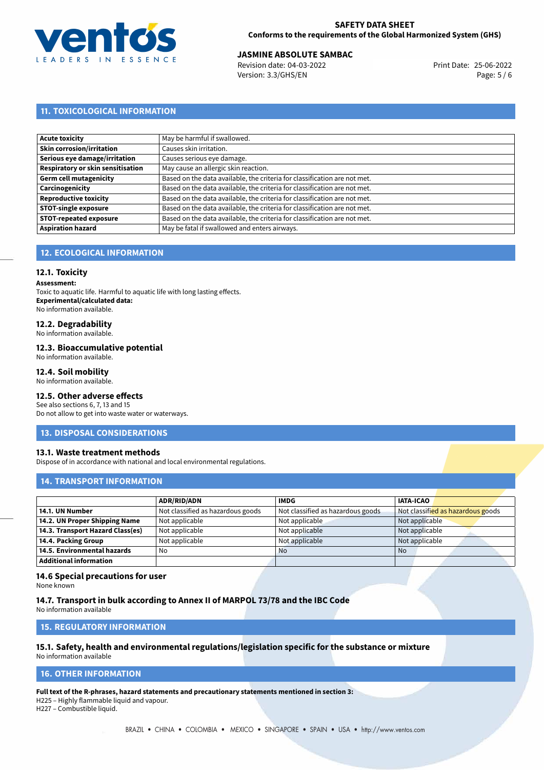## 11. TOXICOLOGICAL INFORMATION

| | |
|---|---|
| **Acute toxicity** | May be harmful if swallowed. |
| **Skin corrosion/irritation** | Causes skin irritation. |
| **Serious eye damage/irritation** | Causes serious eye damage. |
| **Respiratory or skin sensitisation** | May cause an allergic skin reaction. |
| **Germ cell mutagenicity** | Based on the data available, the criteria for classification are not met. |
| **Carcinogenicity** | Based on the data available, the criteria for classification are not met. |
| **Reproductive toxicity** | Based on the data available, the criteria for classification are not met. |
| **STOT-single exposure** | Based on the data available, the criteria for classification are not met. |
| **STOT-repeated exposure** | Based on the data available, the criteria for classification are not met. |
| **Aspiration hazard** | May be fatal if swallowed and enters airways. |

## 12. ECOLOGICAL INFORMATION

### 12.1. Toxicity

**Assessment:**
Toxic to aquatic life. Harmful to aquatic life with long lasting effects.
**Experimental/calculated data:**
No information available.

### 12.2. Degradability

No information available.

### 12.3. Bioaccumulative potential

No information available.

### 12.4. Soil mobility

No information available.

### 12.5. Other adverse effects

See also sections 6, 7, 13 and 15
Do not allow to get into waste water or waterways.

## 13. DISPOSAL CONSIDERATIONS

### 13.1. Waste treatment methods

Dispose of in accordance with national and local environmental regulations.

## 14. TRANSPORT INFORMATION

| | ADR/RID/ADN | IMDG | IATA-ICAO |
|---|---|---|---|
| **14.1. UN Number** | Not classified as hazardous goods | Not classified as hazardous goods | Not classified as hazardous goods |
| **14.2. UN Proper Shipping Name** | Not applicable | Not applicable | Not applicable |
| **14.3. Transport Hazard Class(es)** | Not applicable | Not applicable | Not applicable |
| **14.4. Packing Group** | Not applicable | Not applicable | Not applicable |
| **14.5. Environmental hazards** | No | No | No |
| **Additional information** | | | |

### 14.6 Special precautions for user

None known

### 14.7. Transport in bulk according to Annex II of MARPOL 73/78 and the IBC Code

No information available

## 15. REGULATORY INFORMATION

### 15.1. Safety, health and environmental regulations/legislation specific for the substance or mixture

No information available

## 16. OTHER INFORMATION

**Full text of the R-phrases, hazard statements and precautionary statements mentioned in section 3:**
H225 – Highly flammable liquid and vapour.
H227 – Combustible liquid.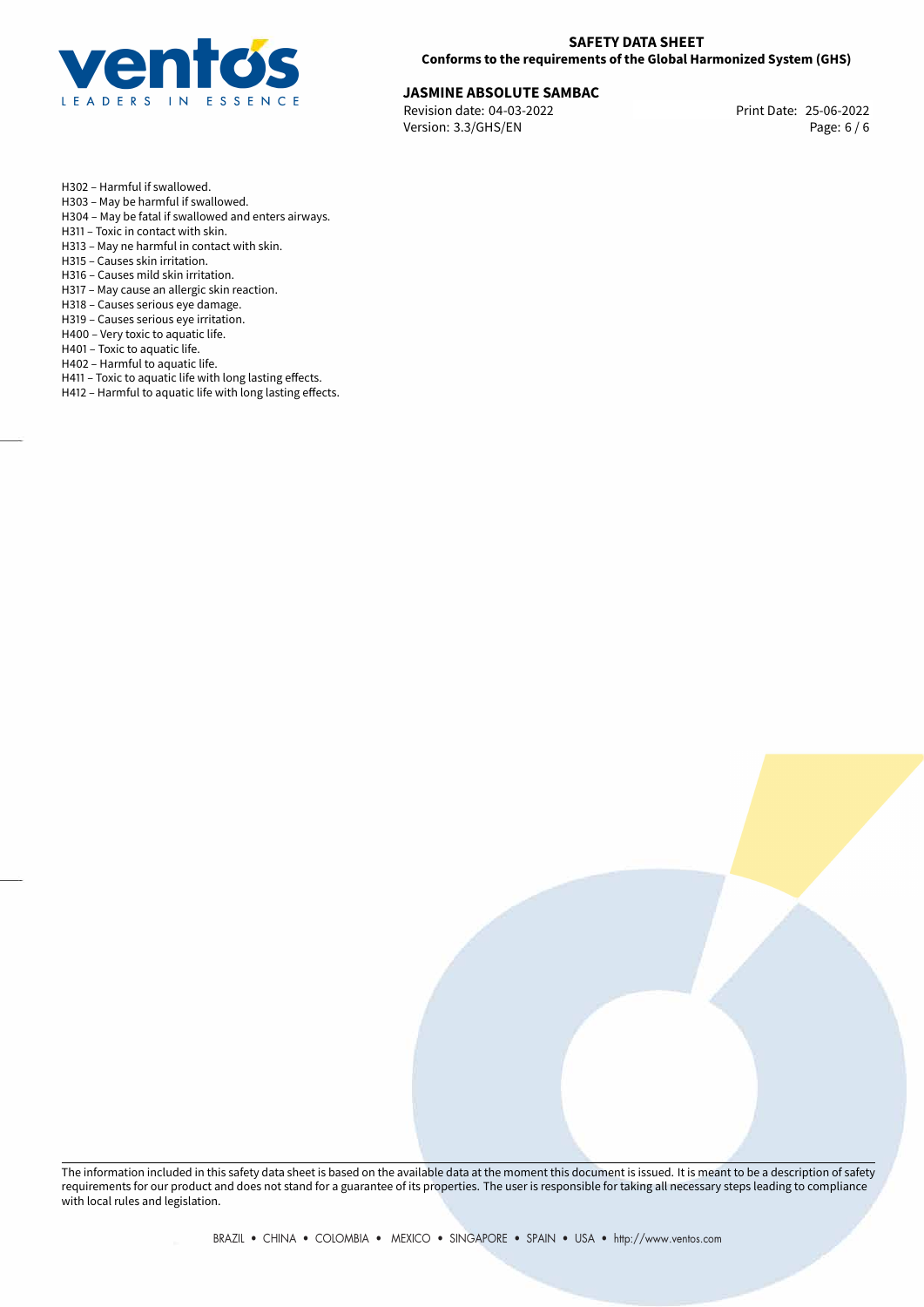H302 – Harmful if swallowed.
H303 – May be harmful if swallowed.
H304 – May be fatal if swallowed and enters airways.
H311 – Toxic in contact with skin.
H313 – May ne harmful in contact with skin.
H315 – Causes skin irritation.
H316 – Causes mild skin irritation.
H317 – May cause an allergic skin reaction.
H318 – Causes serious eye damage.
H319 – Causes serious eye irritation.
H400 – Very toxic to aquatic life.
H401 – Toxic to aquatic life.
H402 – Harmful to aquatic life.
H411 – Toxic to aquatic life with long lasting effects.
H412 – Harmful to aquatic life with long lasting effects.

The information included in this safety data sheet is based on the available data at the moment this document is issued. It is meant to be a description of safety requirements for our product and does not stand for a guarantee of its properties. The user is responsible for taking all necessary steps leading to compliance with local rules and legislation.